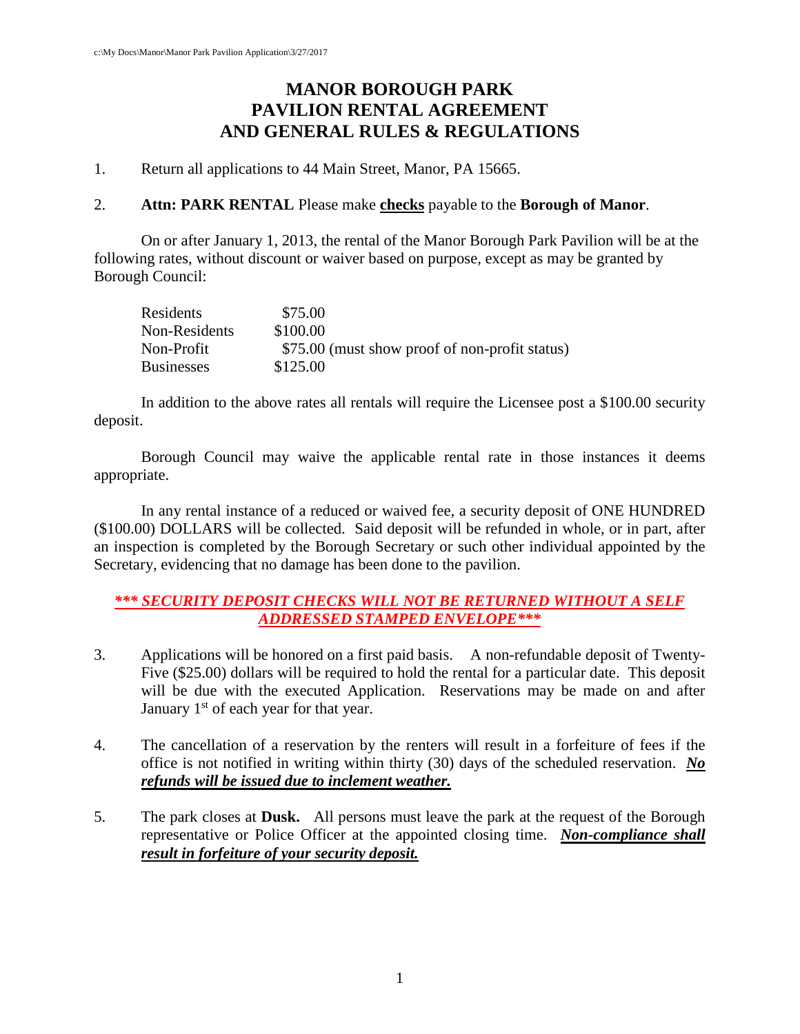# MANOR BOROUGH PARK PAVILION RENTAL AGREEMENT AND GENERAL RULES & REGULATIONS

1. Return all applications to 44 Main Street, Manor, PA 15665.

2. **Attn: PARK RENTAL** Please make **checks** payable to the **Borough of Manor**.

On or after January 1, 2013, the rental of the Manor Borough Park Pavilion will be at the following rates, without discount or waiver based on purpose, except as may be granted by Borough Council:

| | |
|---|---|
| Residents | $75.00 |
| Non-Residents | $100.00 |
| Non-Profit | $75.00 (must show proof of non-profit status) |
| Businesses | $125.00 |

In addition to the above rates all rentals will require the Licensee post a $100.00 security deposit.

Borough Council may waive the applicable rental rate in those instances it deems appropriate.

In any rental instance of a reduced or waived fee, a security deposit of ONE HUNDRED ($100.00) DOLLARS will be collected. Said deposit will be refunded in whole, or in part, after an inspection is completed by the Borough Secretary or such other individual appointed by the Secretary, evidencing that no damage has been done to the pavilion.

***\*\*\* SECURITY DEPOSIT CHECKS WILL NOT BE RETURNED WITHOUT A SELF ADDRESSED STAMPED ENVELOPE\*\*\****

3. Applications will be honored on a first paid basis. A non-refundable deposit of Twenty-Five ($25.00) dollars will be required to hold the rental for a particular date. This deposit will be due with the executed Application. Reservations may be made on and after January 1st of each year for that year.

4. The cancellation of a reservation by the renters will result in a forfeiture of fees if the office is not notified in writing within thirty (30) days of the scheduled reservation. ***No refunds will be issued due to inclement weather.***

5. The park closes at **Dusk.** All persons must leave the park at the request of the Borough representative or Police Officer at the appointed closing time. ***Non-compliance shall result in forfeiture of your security deposit.***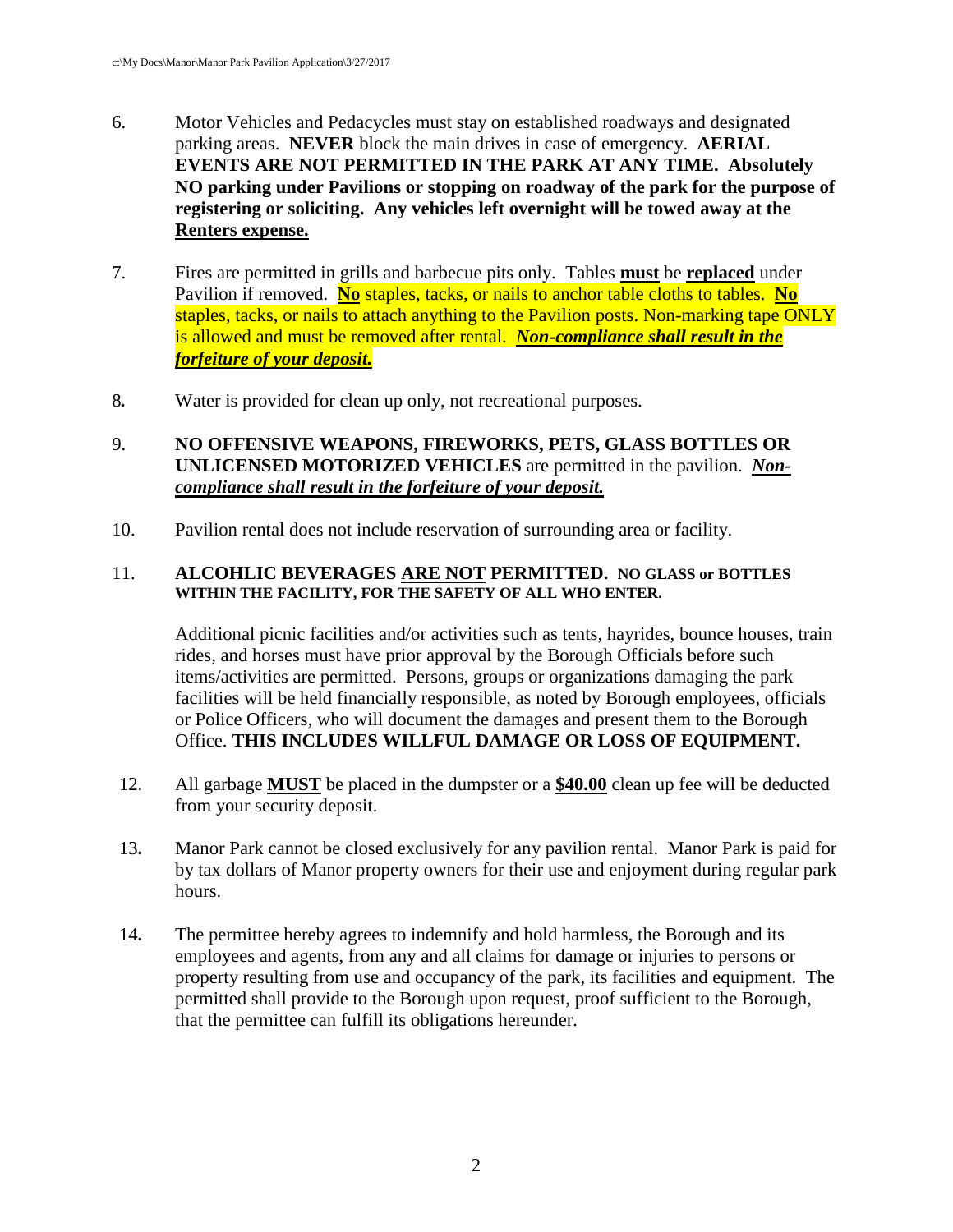6. Motor Vehicles and Pedacycles must stay on established roadways and designated parking areas. **NEVER** block the main drives in case of emergency. **AERIAL EVENTS ARE NOT PERMITTED IN THE PARK AT ANY TIME. Absolutely NO parking under Pavilions or stopping on roadway of the park for the purpose of registering or soliciting. Any vehicles left overnight will be towed away at the <u>Renters expense.</u>**

7. Fires are permitted in grills and barbecue pits only. Tables <u>**must**</u> be <u>**replaced**</u> under Pavilion if removed. <u>**No**</u> staples, tacks, or nails to anchor table cloths to tables. <u>**No**</u> staples, tacks, or nails to attach anything to the Pavilion posts. Non-marking tape ONLY is allowed and must be removed after rental. <u>***Non-compliance shall result in the forfeiture of your deposit.***</u>

8. Water is provided for clean up only, not recreational purposes.

9. **NO OFFENSIVE WEAPONS, FIREWORKS, PETS, GLASS BOTTLES OR UNLICENSED MOTORIZED VEHICLES** are permitted in the pavilion. <u>***Non-compliance shall result in the forfeiture of your deposit.***</u>

10. Pavilion rental does not include reservation of surrounding area or facility.

11. **ALCOHLIC BEVERAGES <u>ARE NOT</u> PERMITTED. NO GLASS or BOTTLES WITHIN THE FACILITY, FOR THE SAFETY OF ALL WHO ENTER.**

    Additional picnic facilities and/or activities such as tents, hayrides, bounce houses, train rides, and horses must have prior approval by the Borough Officials before such items/activities are permitted. Persons, groups or organizations damaging the park facilities will be held financially responsible, as noted by Borough employees, officials or Police Officers, who will document the damages and present them to the Borough Office. **THIS INCLUDES WILLFUL DAMAGE OR LOSS OF EQUIPMENT.**

12. All garbage <u>**MUST**</u> be placed in the dumpster or a <u>**$40.00**</u> clean up fee will be deducted from your security deposit.

13. Manor Park cannot be closed exclusively for any pavilion rental. Manor Park is paid for by tax dollars of Manor property owners for their use and enjoyment during regular park hours.

14. The permittee hereby agrees to indemnify and hold harmless, the Borough and its employees and agents, from any and all claims for damage or injuries to persons or property resulting from use and occupancy of the park, its facilities and equipment. The permitted shall provide to the Borough upon request, proof sufficient to the Borough, that the permittee can fulfill its obligations hereunder.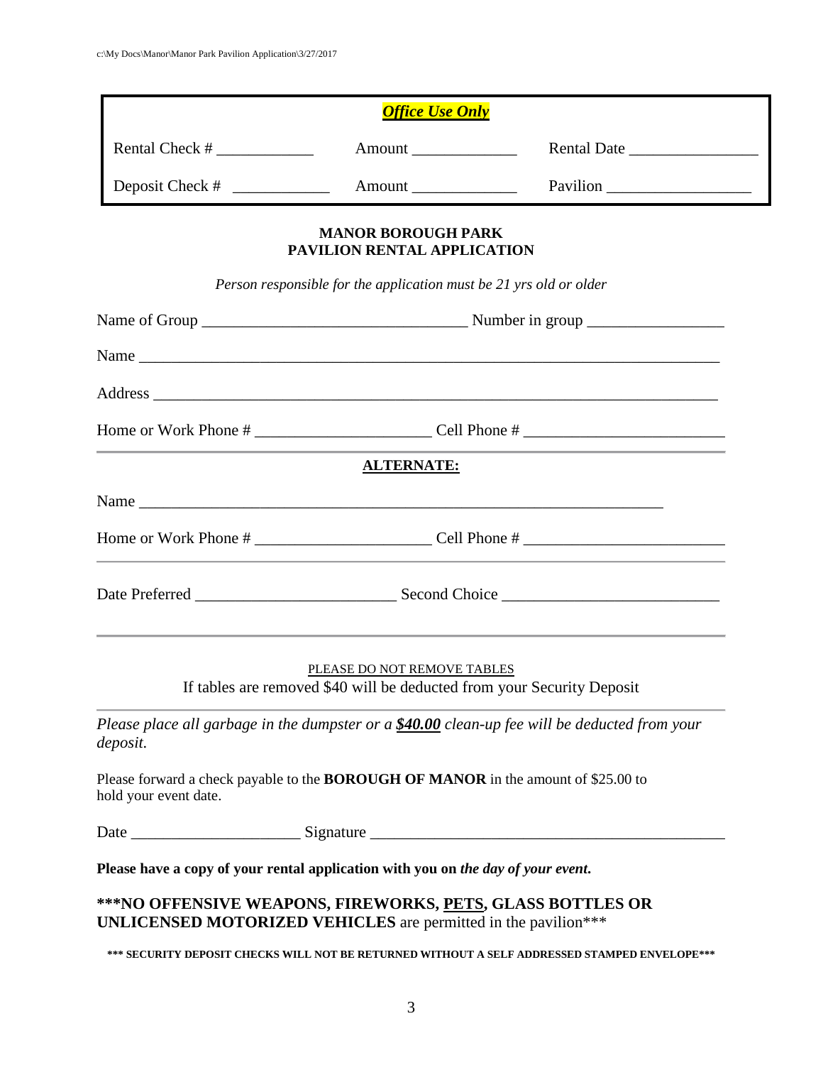| ***Office Use Only*** | | |
|---|---|---|
| Rental Check # ____________ | Amount _____________ | Rental Date ________________ |
| Deposit Check # ____________ | Amount _____________ | Pavilion __________________ |

**MANOR BOROUGH PARK**
**PAVILION RENTAL APPLICATION**

*Person responsible for the application must be 21 yrs old or older*

Name of Group ________________________________ Number in group ________________

Name ________________________________________________________________________

Address ______________________________________________________________________

Home or Work Phone # _____________________ Cell Phone # ________________________

---

**ALTERNATE:**

Name _________________________________________________________________

Home or Work Phone # _____________________ Cell Phone # ________________________

---

Date Preferred ________________________ Second Choice __________________________

---

PLEASE DO NOT REMOVE TABLES

If tables are removed $40 will be deducted from your Security Deposit

---

*Please place all garbage in the dumpster or a* ***$40.00*** *clean-up fee will be deducted from your deposit.*

Please forward a check payable to the **BOROUGH OF MANOR** in the amount of $25.00 to hold your event date.

Date _____________________ Signature ___________________________________________

**Please have a copy of your rental application with you on *the day of your event*.**

**\*\*\*NO OFFENSIVE WEAPONS, FIREWORKS, PETS, GLASS BOTTLES OR UNLICENSED MOTORIZED VEHICLES** are permitted in the pavilion\*\*\*

**\*\*\* SECURITY DEPOSIT CHECKS WILL NOT BE RETURNED WITHOUT A SELF ADDRESSED STAMPED ENVELOPE\*\*\***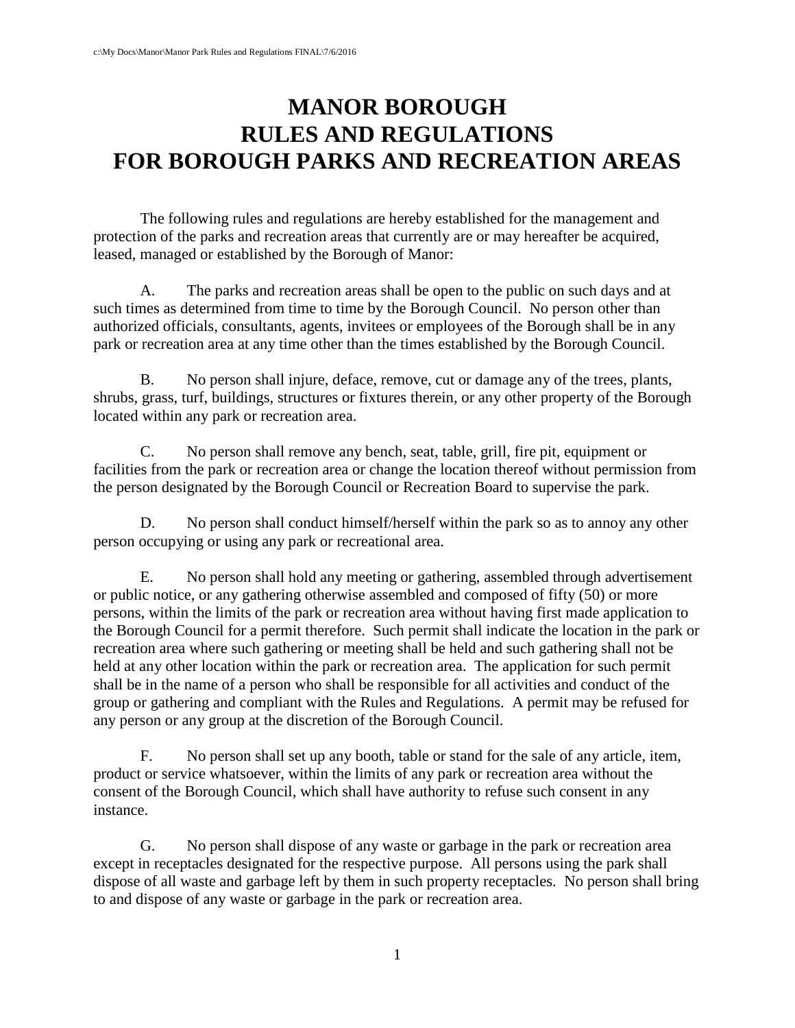# MANOR BOROUGH RULES AND REGULATIONS FOR BOROUGH PARKS AND RECREATION AREAS

The following rules and regulations are hereby established for the management and protection of the parks and recreation areas that currently are or may hereafter be acquired, leased, managed or established by the Borough of Manor:

A. The parks and recreation areas shall be open to the public on such days and at such times as determined from time to time by the Borough Council. No person other than authorized officials, consultants, agents, invitees or employees of the Borough shall be in any park or recreation area at any time other than the times established by the Borough Council.

B. No person shall injure, deface, remove, cut or damage any of the trees, plants, shrubs, grass, turf, buildings, structures or fixtures therein, or any other property of the Borough located within any park or recreation area.

C. No person shall remove any bench, seat, table, grill, fire pit, equipment or facilities from the park or recreation area or change the location thereof without permission from the person designated by the Borough Council or Recreation Board to supervise the park.

D. No person shall conduct himself/herself within the park so as to annoy any other person occupying or using any park or recreational area.

E. No person shall hold any meeting or gathering, assembled through advertisement or public notice, or any gathering otherwise assembled and composed of fifty (50) or more persons, within the limits of the park or recreation area without having first made application to the Borough Council for a permit therefore. Such permit shall indicate the location in the park or recreation area where such gathering or meeting shall be held and such gathering shall not be held at any other location within the park or recreation area. The application for such permit shall be in the name of a person who shall be responsible for all activities and conduct of the group or gathering and compliant with the Rules and Regulations. A permit may be refused for any person or any group at the discretion of the Borough Council.

F. No person shall set up any booth, table or stand for the sale of any article, item, product or service whatsoever, within the limits of any park or recreation area without the consent of the Borough Council, which shall have authority to refuse such consent in any instance.

G. No person shall dispose of any waste or garbage in the park or recreation area except in receptacles designated for the respective purpose. All persons using the park shall dispose of all waste and garbage left by them in such property receptacles. No person shall bring to and dispose of any waste or garbage in the park or recreation area.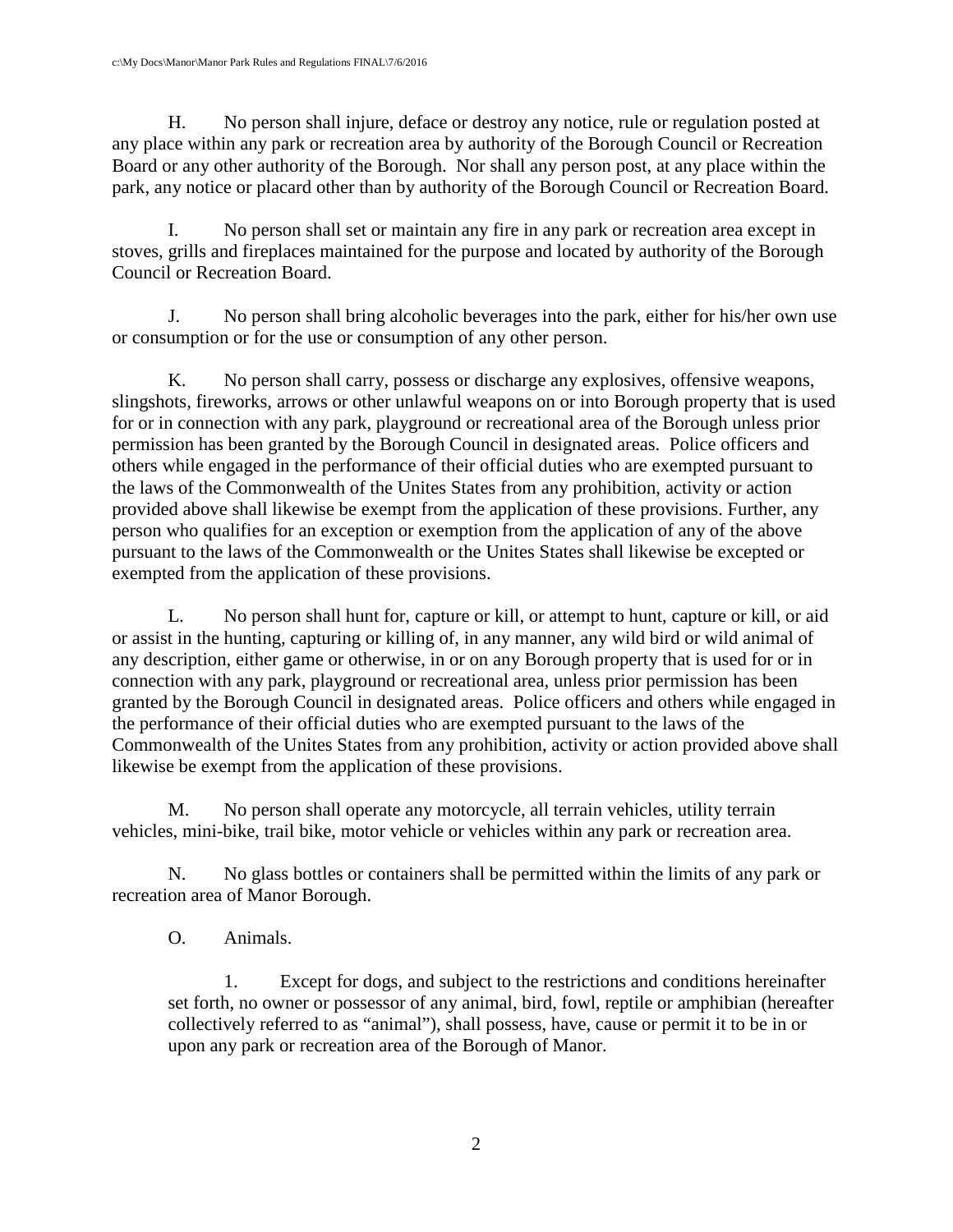H. No person shall injure, deface or destroy any notice, rule or regulation posted at any place within any park or recreation area by authority of the Borough Council or Recreation Board or any other authority of the Borough. Nor shall any person post, at any place within the park, any notice or placard other than by authority of the Borough Council or Recreation Board.

I. No person shall set or maintain any fire in any park or recreation area except in stoves, grills and fireplaces maintained for the purpose and located by authority of the Borough Council or Recreation Board.

J. No person shall bring alcoholic beverages into the park, either for his/her own use or consumption or for the use or consumption of any other person.

K. No person shall carry, possess or discharge any explosives, offensive weapons, slingshots, fireworks, arrows or other unlawful weapons on or into Borough property that is used for or in connection with any park, playground or recreational area of the Borough unless prior permission has been granted by the Borough Council in designated areas. Police officers and others while engaged in the performance of their official duties who are exempted pursuant to the laws of the Commonwealth of the Unites States from any prohibition, activity or action provided above shall likewise be exempt from the application of these provisions. Further, any person who qualifies for an exception or exemption from the application of any of the above pursuant to the laws of the Commonwealth or the Unites States shall likewise be excepted or exempted from the application of these provisions.

L. No person shall hunt for, capture or kill, or attempt to hunt, capture or kill, or aid or assist in the hunting, capturing or killing of, in any manner, any wild bird or wild animal of any description, either game or otherwise, in or on any Borough property that is used for or in connection with any park, playground or recreational area, unless prior permission has been granted by the Borough Council in designated areas. Police officers and others while engaged in the performance of their official duties who are exempted pursuant to the laws of the Commonwealth of the Unites States from any prohibition, activity or action provided above shall likewise be exempt from the application of these provisions.

M. No person shall operate any motorcycle, all terrain vehicles, utility terrain vehicles, mini-bike, trail bike, motor vehicle or vehicles within any park or recreation area.

N. No glass bottles or containers shall be permitted within the limits of any park or recreation area of Manor Borough.

O. Animals.

1. Except for dogs, and subject to the restrictions and conditions hereinafter set forth, no owner or possessor of any animal, bird, fowl, reptile or amphibian (hereafter collectively referred to as "animal"), shall possess, have, cause or permit it to be in or upon any park or recreation area of the Borough of Manor.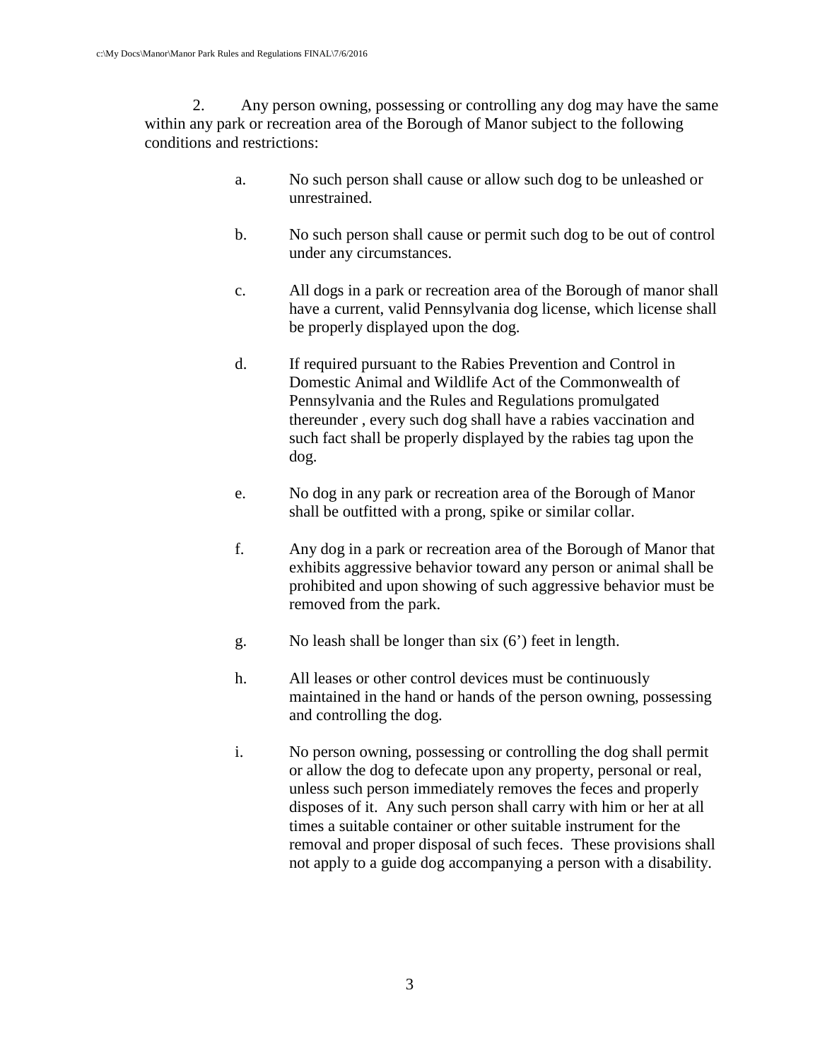2. Any person owning, possessing or controlling any dog may have the same within any park or recreation area of the Borough of Manor subject to the following conditions and restrictions:

a. No such person shall cause or allow such dog to be unleashed or unrestrained.

b. No such person shall cause or permit such dog to be out of control under any circumstances.

c. All dogs in a park or recreation area of the Borough of manor shall have a current, valid Pennsylvania dog license, which license shall be properly displayed upon the dog.

d. If required pursuant to the Rabies Prevention and Control in Domestic Animal and Wildlife Act of the Commonwealth of Pennsylvania and the Rules and Regulations promulgated thereunder , every such dog shall have a rabies vaccination and such fact shall be properly displayed by the rabies tag upon the dog.

e. No dog in any park or recreation area of the Borough of Manor shall be outfitted with a prong, spike or similar collar.

f. Any dog in a park or recreation area of the Borough of Manor that exhibits aggressive behavior toward any person or animal shall be prohibited and upon showing of such aggressive behavior must be removed from the park.

g. No leash shall be longer than six (6') feet in length.

h. All leases or other control devices must be continuously maintained in the hand or hands of the person owning, possessing and controlling the dog.

i. No person owning, possessing or controlling the dog shall permit or allow the dog to defecate upon any property, personal or real, unless such person immediately removes the feces and properly disposes of it. Any such person shall carry with him or her at all times a suitable container or other suitable instrument for the removal and proper disposal of such feces. These provisions shall not apply to a guide dog accompanying a person with a disability.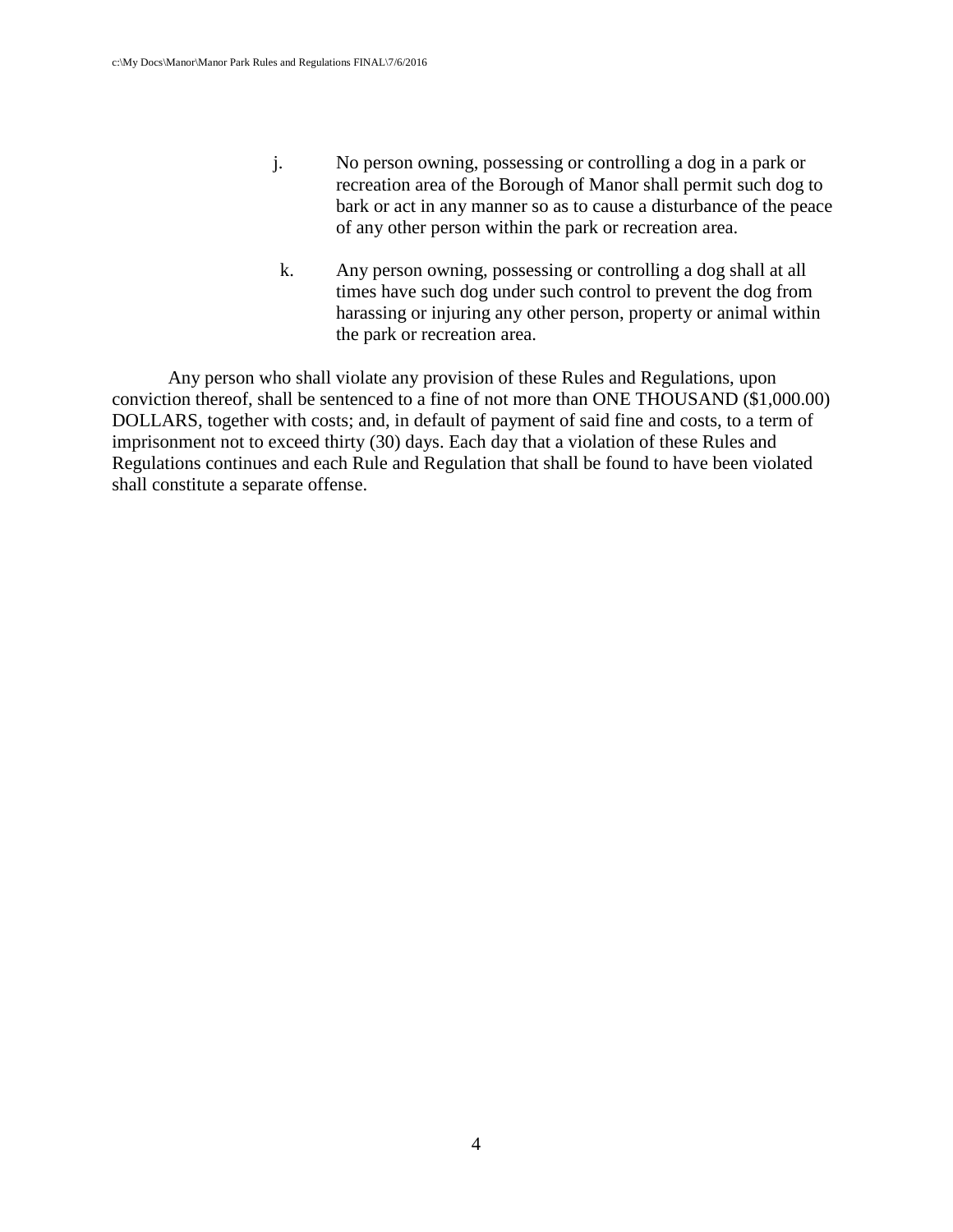j. No person owning, possessing or controlling a dog in a park or recreation area of the Borough of Manor shall permit such dog to bark or act in any manner so as to cause a disturbance of the peace of any other person within the park or recreation area.

k. Any person owning, possessing or controlling a dog shall at all times have such dog under such control to prevent the dog from harassing or injuring any other person, property or animal within the park or recreation area.

Any person who shall violate any provision of these Rules and Regulations, upon conviction thereof, shall be sentenced to a fine of not more than ONE THOUSAND ($1,000.00) DOLLARS, together with costs; and, in default of payment of said fine and costs, to a term of imprisonment not to exceed thirty (30) days. Each day that a violation of these Rules and Regulations continues and each Rule and Regulation that shall be found to have been violated shall constitute a separate offense.